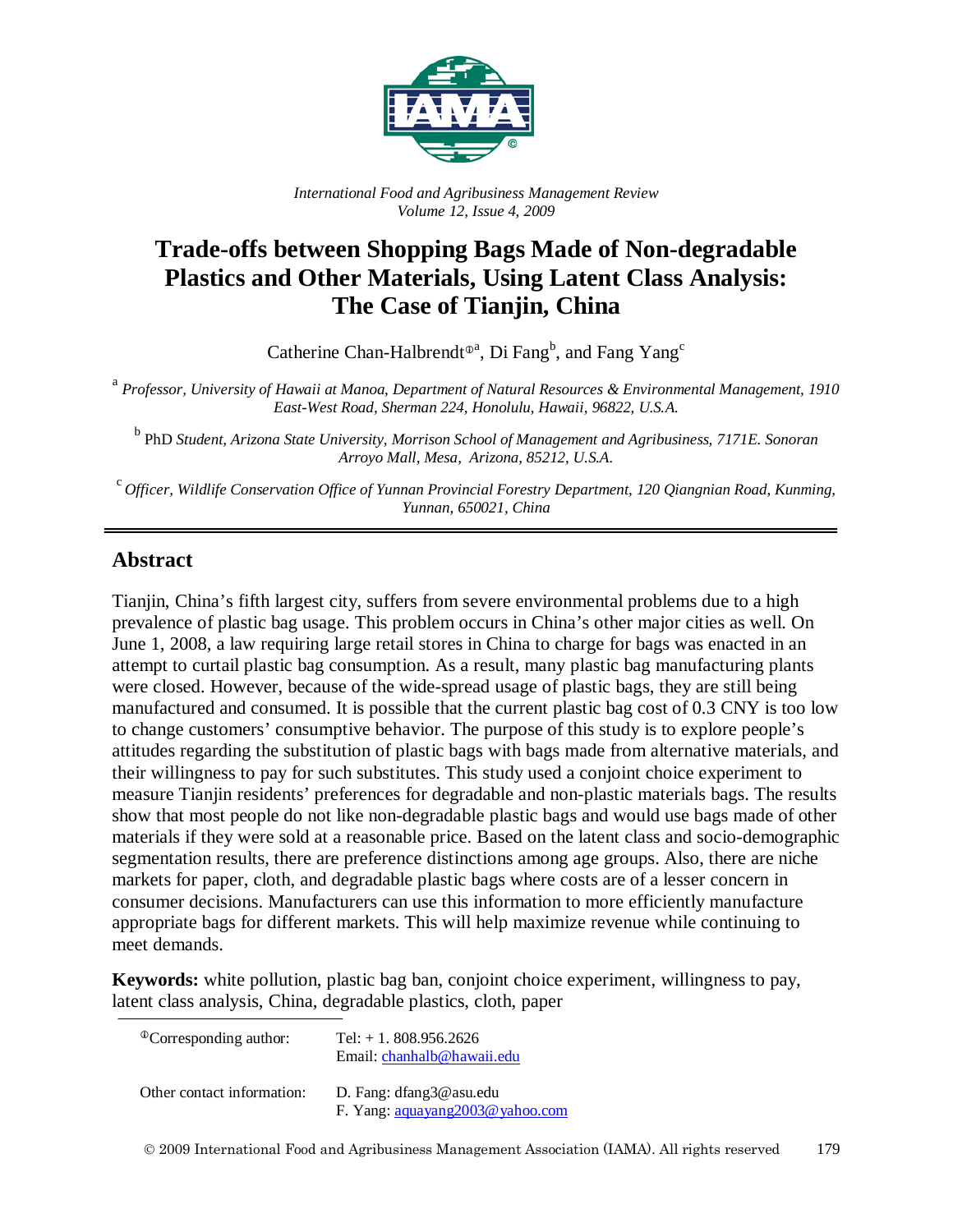*International Food and Agribusiness Management Review*
*Volume 12, Issue 4, 2009*

# Trade-offs between Shopping Bags Made of Non-degradable Plastics and Other Materials, Using Latent Class Analysis: The Case of Tianjin, China

Catherine Chan-Halbrendt[ⓘa], Di Fang[b], and Fang Yang[c]

[a] *Professor, University of Hawaii at Manoa, Department of Natural Resources & Environmental Management, 1910 East-West Road, Sherman 224, Honolulu, Hawaii, 96822, U.S.A.*

[b] PhD *Student, Arizona State University, Morrison School of Management and Agribusiness, 7171E. Sonoran Arroyo Mall, Mesa, Arizona, 85212, U.S.A.*

[c] *Officer, Wildlife Conservation Office of Yunnan Provincial Forestry Department, 120 Qiangnian Road, Kunming, Yunnan, 650021, China*

## Abstract

Tianjin, China's fifth largest city, suffers from severe environmental problems due to a high prevalence of plastic bag usage. This problem occurs in China's other major cities as well. On June 1, 2008, a law requiring large retail stores in China to charge for bags was enacted in an attempt to curtail plastic bag consumption. As a result, many plastic bag manufacturing plants were closed. However, because of the wide-spread usage of plastic bags, they are still being manufactured and consumed. It is possible that the current plastic bag cost of 0.3 CNY is too low to change customers' consumptive behavior. The purpose of this study is to explore people's attitudes regarding the substitution of plastic bags with bags made from alternative materials, and their willingness to pay for such substitutes. This study used a conjoint choice experiment to measure Tianjin residents' preferences for degradable and non-plastic materials bags. The results show that most people do not like non-degradable plastic bags and would use bags made of other materials if they were sold at a reasonable price. Based on the latent class and socio-demographic segmentation results, there are preference distinctions among age groups. Also, there are niche markets for paper, cloth, and degradable plastic bags where costs are of a lesser concern in consumer decisions. Manufacturers can use this information to more efficiently manufacture appropriate bags for different markets. This will help maximize revenue while continuing to meet demands.

**Keywords:** white pollution, plastic bag ban, conjoint choice experiment, willingness to pay, latent class analysis, China, degradable plastics, cloth, paper

| | |
|---|---|
| ⓘCorresponding author: | Tel: + 1. 808.956.2626<br>Email: chanhalb@hawaii.edu |
| Other contact information: | D. Fang: dfang3@asu.edu<br>F. Yang: aquayang2003@yahoo.com |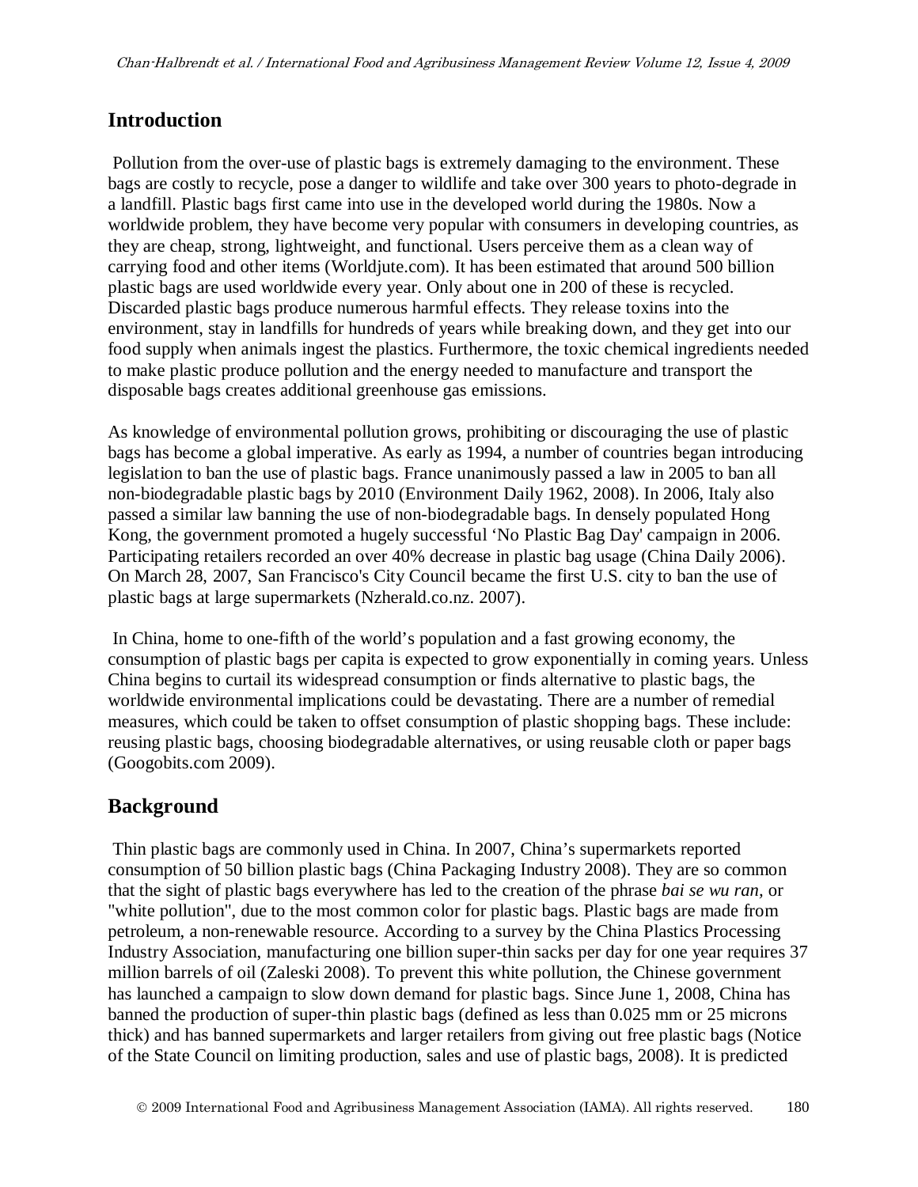## Introduction

Pollution from the over-use of plastic bags is extremely damaging to the environment. These bags are costly to recycle, pose a danger to wildlife and take over 300 years to photo-degrade in a landfill. Plastic bags first came into use in the developed world during the 1980s. Now a worldwide problem, they have become very popular with consumers in developing countries, as they are cheap, strong, lightweight, and functional. Users perceive them as a clean way of carrying food and other items (Worldjute.com). It has been estimated that around 500 billion plastic bags are used worldwide every year. Only about one in 200 of these is recycled. Discarded plastic bags produce numerous harmful effects. They release toxins into the environment, stay in landfills for hundreds of years while breaking down, and they get into our food supply when animals ingest the plastics. Furthermore, the toxic chemical ingredients needed to make plastic produce pollution and the energy needed to manufacture and transport the disposable bags creates additional greenhouse gas emissions.

As knowledge of environmental pollution grows, prohibiting or discouraging the use of plastic bags has become a global imperative. As early as 1994, a number of countries began introducing legislation to ban the use of plastic bags. France unanimously passed a law in 2005 to ban all non-biodegradable plastic bags by 2010 (Environment Daily 1962, 2008). In 2006, Italy also passed a similar law banning the use of non-biodegradable bags. In densely populated Hong Kong, the government promoted a hugely successful 'No Plastic Bag Day' campaign in 2006. Participating retailers recorded an over 40% decrease in plastic bag usage (China Daily 2006). On March 28, 2007, San Francisco's City Council became the first U.S. city to ban the use of plastic bags at large supermarkets (Nzherald.co.nz. 2007).

In China, home to one-fifth of the world's population and a fast growing economy, the consumption of plastic bags per capita is expected to grow exponentially in coming years. Unless China begins to curtail its widespread consumption or finds alternative to plastic bags, the worldwide environmental implications could be devastating. There are a number of remedial measures, which could be taken to offset consumption of plastic shopping bags. These include: reusing plastic bags, choosing biodegradable alternatives, or using reusable cloth or paper bags (Googobits.com 2009).

## Background

Thin plastic bags are commonly used in China. In 2007, China's supermarkets reported consumption of 50 billion plastic bags (China Packaging Industry 2008). They are so common that the sight of plastic bags everywhere has led to the creation of the phrase *bai se wu ran*, or "white pollution", due to the most common color for plastic bags. Plastic bags are made from petroleum, a non-renewable resource. According to a survey by the China Plastics Processing Industry Association, manufacturing one billion super-thin sacks per day for one year requires 37 million barrels of oil (Zaleski 2008). To prevent this white pollution, the Chinese government has launched a campaign to slow down demand for plastic bags. Since June 1, 2008, China has banned the production of super-thin plastic bags (defined as less than 0.025 mm or 25 microns thick) and has banned supermarkets and larger retailers from giving out free plastic bags (Notice of the State Council on limiting production, sales and use of plastic bags, 2008). It is predicted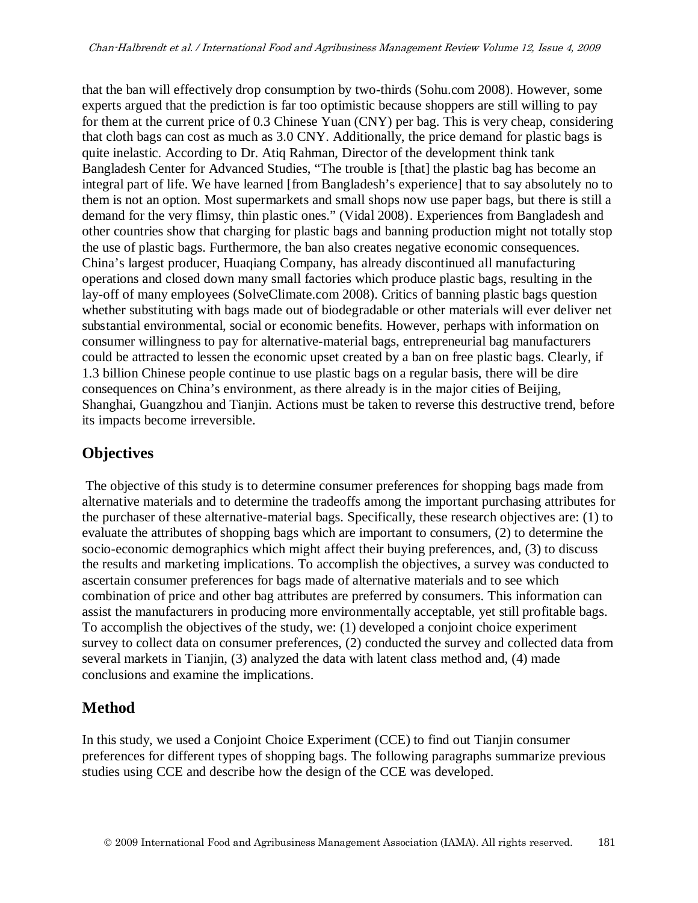that the ban will effectively drop consumption by two-thirds (Sohu.com 2008). However, some experts argued that the prediction is far too optimistic because shoppers are still willing to pay for them at the current price of 0.3 Chinese Yuan (CNY) per bag. This is very cheap, considering that cloth bags can cost as much as 3.0 CNY. Additionally, the price demand for plastic bags is quite inelastic. According to Dr. Atiq Rahman, Director of the development think tank Bangladesh Center for Advanced Studies, "The trouble is [that] the plastic bag has become an integral part of life. We have learned [from Bangladesh's experience] that to say absolutely no to them is not an option. Most supermarkets and small shops now use paper bags, but there is still a demand for the very flimsy, thin plastic ones." (Vidal 2008). Experiences from Bangladesh and other countries show that charging for plastic bags and banning production might not totally stop the use of plastic bags. Furthermore, the ban also creates negative economic consequences. China's largest producer, Huaqiang Company, has already discontinued all manufacturing operations and closed down many small factories which produce plastic bags, resulting in the lay-off of many employees (SolveClimate.com 2008). Critics of banning plastic bags question whether substituting with bags made out of biodegradable or other materials will ever deliver net substantial environmental, social or economic benefits. However, perhaps with information on consumer willingness to pay for alternative-material bags, entrepreneurial bag manufacturers could be attracted to lessen the economic upset created by a ban on free plastic bags. Clearly, if 1.3 billion Chinese people continue to use plastic bags on a regular basis, there will be dire consequences on China's environment, as there already is in the major cities of Beijing, Shanghai, Guangzhou and Tianjin. Actions must be taken to reverse this destructive trend, before its impacts become irreversible.

## Objectives

The objective of this study is to determine consumer preferences for shopping bags made from alternative materials and to determine the tradeoffs among the important purchasing attributes for the purchaser of these alternative-material bags. Specifically, these research objectives are: (1) to evaluate the attributes of shopping bags which are important to consumers, (2) to determine the socio-economic demographics which might affect their buying preferences, and, (3) to discuss the results and marketing implications. To accomplish the objectives, a survey was conducted to ascertain consumer preferences for bags made of alternative materials and to see which combination of price and other bag attributes are preferred by consumers. This information can assist the manufacturers in producing more environmentally acceptable, yet still profitable bags. To accomplish the objectives of the study, we: (1) developed a conjoint choice experiment survey to collect data on consumer preferences, (2) conducted the survey and collected data from several markets in Tianjin, (3) analyzed the data with latent class method and, (4) made conclusions and examine the implications.

## Method

In this study, we used a Conjoint Choice Experiment (CCE) to find out Tianjin consumer preferences for different types of shopping bags. The following paragraphs summarize previous studies using CCE and describe how the design of the CCE was developed.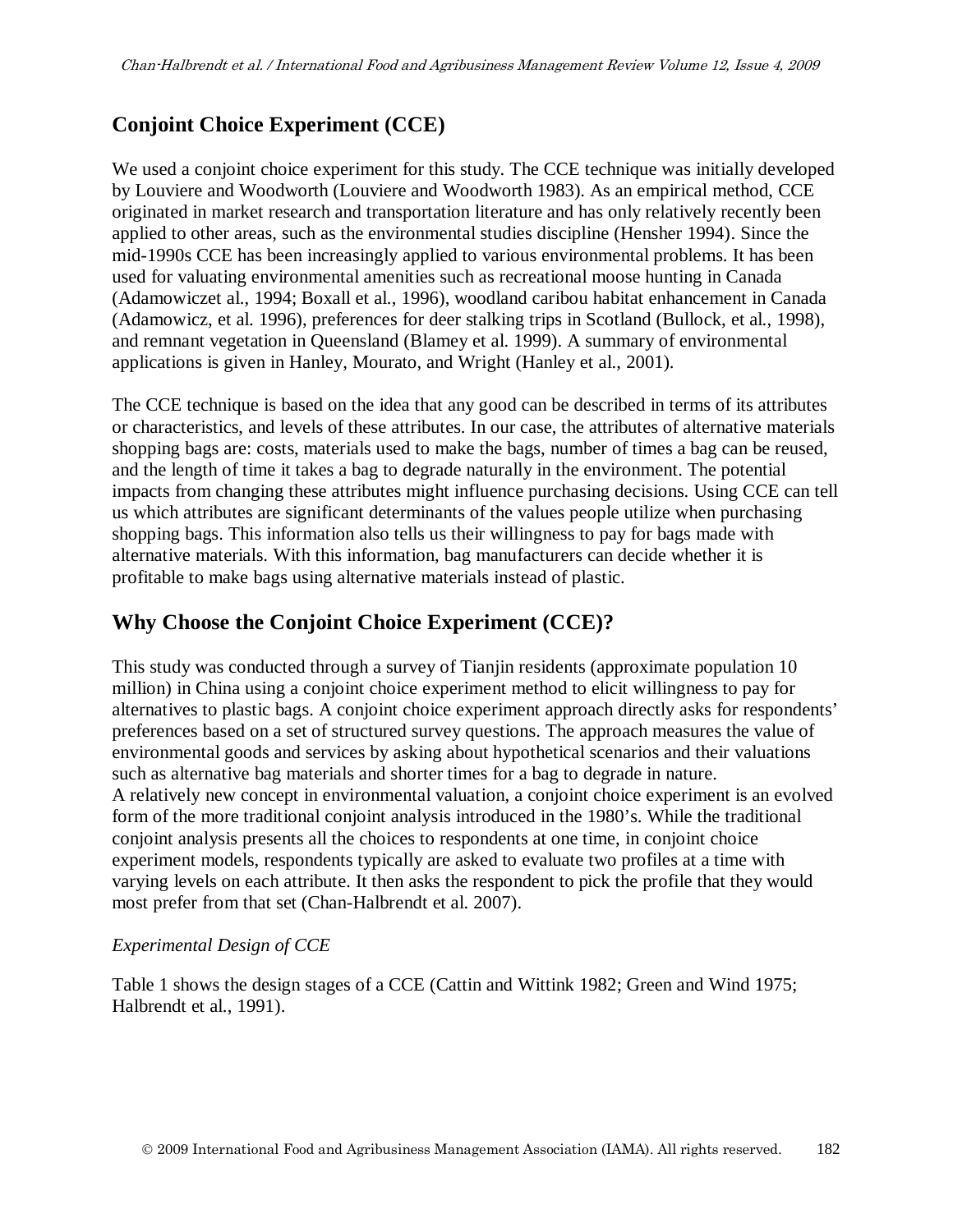## Conjoint Choice Experiment (CCE)

We used a conjoint choice experiment for this study. The CCE technique was initially developed by Louviere and Woodworth (Louviere and Woodworth 1983). As an empirical method, CCE originated in market research and transportation literature and has only relatively recently been applied to other areas, such as the environmental studies discipline (Hensher 1994). Since the mid-1990s CCE has been increasingly applied to various environmental problems. It has been used for valuating environmental amenities such as recreational moose hunting in Canada (Adamowiczet al., 1994; Boxall et al., 1996), woodland caribou habitat enhancement in Canada (Adamowicz, et al. 1996), preferences for deer stalking trips in Scotland (Bullock, et al., 1998), and remnant vegetation in Queensland (Blamey et al. 1999). A summary of environmental applications is given in Hanley, Mourato, and Wright (Hanley et al., 2001).

The CCE technique is based on the idea that any good can be described in terms of its attributes or characteristics, and levels of these attributes. In our case, the attributes of alternative materials shopping bags are: costs, materials used to make the bags, number of times a bag can be reused, and the length of time it takes a bag to degrade naturally in the environment. The potential impacts from changing these attributes might influence purchasing decisions. Using CCE can tell us which attributes are significant determinants of the values people utilize when purchasing shopping bags. This information also tells us their willingness to pay for bags made with alternative materials. With this information, bag manufacturers can decide whether it is profitable to make bags using alternative materials instead of plastic.

## Why Choose the Conjoint Choice Experiment (CCE)?

This study was conducted through a survey of Tianjin residents (approximate population 10 million) in China using a conjoint choice experiment method to elicit willingness to pay for alternatives to plastic bags. A conjoint choice experiment approach directly asks for respondents' preferences based on a set of structured survey questions. The approach measures the value of environmental goods and services by asking about hypothetical scenarios and their valuations such as alternative bag materials and shorter times for a bag to degrade in nature.
A relatively new concept in environmental valuation, a conjoint choice experiment is an evolved form of the more traditional conjoint analysis introduced in the 1980's. While the traditional conjoint analysis presents all the choices to respondents at one time, in conjoint choice experiment models, respondents typically are asked to evaluate two profiles at a time with varying levels on each attribute. It then asks the respondent to pick the profile that they would most prefer from that set (Chan-Halbrendt et al. 2007).

*Experimental Design of CCE*

Table 1 shows the design stages of a CCE (Cattin and Wittink 1982; Green and Wind 1975; Halbrendt et al., 1991).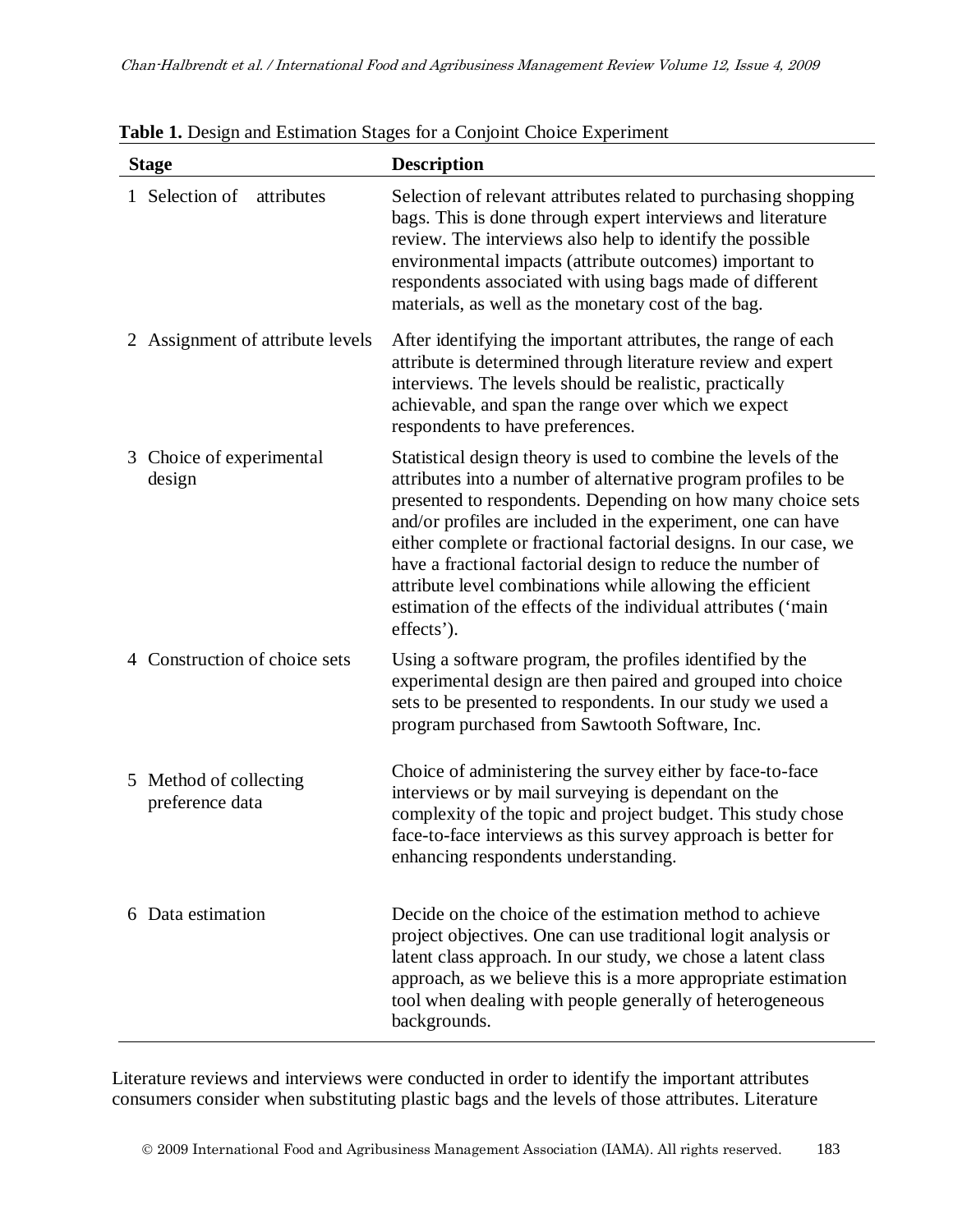**Table 1.** Design and Estimation Stages for a Conjoint Choice Experiment

| Stage | Description |
|---|---|
| 1 Selection of attributes | Selection of relevant attributes related to purchasing shopping bags. This is done through expert interviews and literature review. The interviews also help to identify the possible environmental impacts (attribute outcomes) important to respondents associated with using bags made of different materials, as well as the monetary cost of the bag. |
| 2 Assignment of attribute levels | After identifying the important attributes, the range of each attribute is determined through literature review and expert interviews. The levels should be realistic, practically achievable, and span the range over which we expect respondents to have preferences. |
| 3 Choice of experimental design | Statistical design theory is used to combine the levels of the attributes into a number of alternative program profiles to be presented to respondents. Depending on how many choice sets and/or profiles are included in the experiment, one can have either complete or fractional factorial designs. In our case, we have a fractional factorial design to reduce the number of attribute level combinations while allowing the efficient estimation of the effects of the individual attributes ('main effects'). |
| 4 Construction of choice sets | Using a software program, the profiles identified by the experimental design are then paired and grouped into choice sets to be presented to respondents. In our study we used a program purchased from Sawtooth Software, Inc. |
| 5 Method of collecting preference data | Choice of administering the survey either by face-to-face interviews or by mail surveying is dependant on the complexity of the topic and project budget. This study chose face-to-face interviews as this survey approach is better for enhancing respondents understanding. |
| 6 Data estimation | Decide on the choice of the estimation method to achieve project objectives. One can use traditional logit analysis or latent class approach. In our study, we chose a latent class approach, as we believe this is a more appropriate estimation tool when dealing with people generally of heterogeneous backgrounds. |

Literature reviews and interviews were conducted in order to identify the important attributes consumers consider when substituting plastic bags and the levels of those attributes. Literature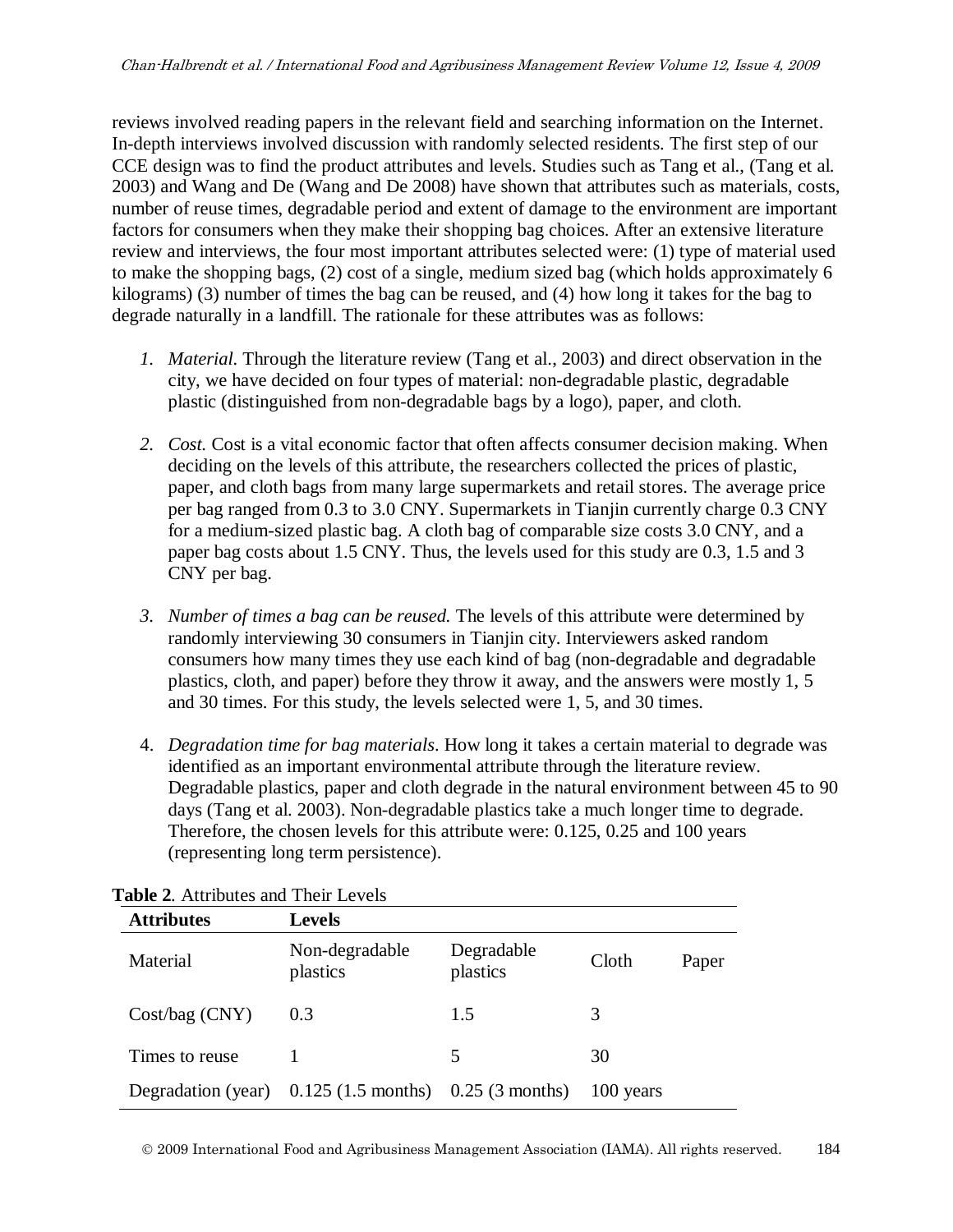reviews involved reading papers in the relevant field and searching information on the Internet. In-depth interviews involved discussion with randomly selected residents. The first step of our CCE design was to find the product attributes and levels. Studies such as Tang et al., (Tang et al. 2003) and Wang and De (Wang and De 2008) have shown that attributes such as materials, costs, number of reuse times, degradable period and extent of damage to the environment are important factors for consumers when they make their shopping bag choices. After an extensive literature review and interviews, the four most important attributes selected were: (1) type of material used to make the shopping bags, (2) cost of a single, medium sized bag (which holds approximately 6 kilograms) (3) number of times the bag can be reused, and (4) how long it takes for the bag to degrade naturally in a landfill. The rationale for these attributes was as follows:

1. *Material*. Through the literature review (Tang et al., 2003) and direct observation in the city, we have decided on four types of material: non-degradable plastic, degradable plastic (distinguished from non-degradable bags by a logo), paper, and cloth.

2. *Cost.* Cost is a vital economic factor that often affects consumer decision making. When deciding on the levels of this attribute, the researchers collected the prices of plastic, paper, and cloth bags from many large supermarkets and retail stores. The average price per bag ranged from 0.3 to 3.0 CNY. Supermarkets in Tianjin currently charge 0.3 CNY for a medium-sized plastic bag. A cloth bag of comparable size costs 3.0 CNY, and a paper bag costs about 1.5 CNY. Thus, the levels used for this study are 0.3, 1.5 and 3 CNY per bag.

3. *Number of times a bag can be reused.* The levels of this attribute were determined by randomly interviewing 30 consumers in Tianjin city. Interviewers asked random consumers how many times they use each kind of bag (non-degradable and degradable plastics, cloth, and paper) before they throw it away, and the answers were mostly 1, 5 and 30 times. For this study, the levels selected were 1, 5, and 30 times.

4. *Degradation time for bag materials*. How long it takes a certain material to degrade was identified as an important environmental attribute through the literature review. Degradable plastics, paper and cloth degrade in the natural environment between 45 to 90 days (Tang et al. 2003). Non-degradable plastics take a much longer time to degrade. Therefore, the chosen levels for this attribute were: 0.125, 0.25 and 100 years (representing long term persistence).

**Table 2**. Attributes and Their Levels

| Attributes | Levels | | | |
|---|---|---|---|---|
| Material | Non-degradable plastics | Degradable plastics | Cloth | Paper |
| Cost/bag (CNY) | 0.3 | 1.5 | 3 | |
| Times to reuse | 1 | 5 | 30 | |
| Degradation (year) | 0.125 (1.5 months) | 0.25 (3 months) | 100 years | |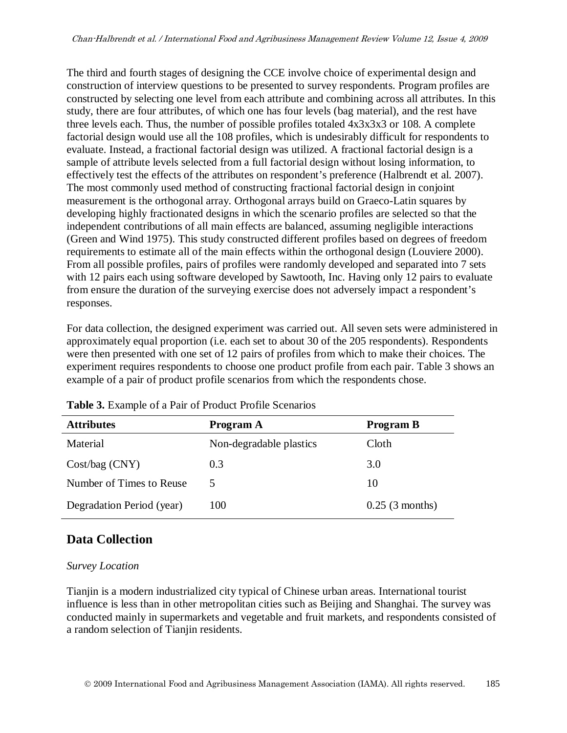The third and fourth stages of designing the CCE involve choice of experimental design and construction of interview questions to be presented to survey respondents. Program profiles are constructed by selecting one level from each attribute and combining across all attributes. In this study, there are four attributes, of which one has four levels (bag material), and the rest have three levels each. Thus, the number of possible profiles totaled 4x3x3x3 or 108. A complete factorial design would use all the 108 profiles, which is undesirably difficult for respondents to evaluate. Instead, a fractional factorial design was utilized. A fractional factorial design is a sample of attribute levels selected from a full factorial design without losing information, to effectively test the effects of the attributes on respondent's preference (Halbrendt et al. 2007). The most commonly used method of constructing fractional factorial design in conjoint measurement is the orthogonal array. Orthogonal arrays build on Graeco-Latin squares by developing highly fractionated designs in which the scenario profiles are selected so that the independent contributions of all main effects are balanced, assuming negligible interactions (Green and Wind 1975). This study constructed different profiles based on degrees of freedom requirements to estimate all of the main effects within the orthogonal design (Louviere 2000). From all possible profiles, pairs of profiles were randomly developed and separated into 7 sets with 12 pairs each using software developed by Sawtooth, Inc. Having only 12 pairs to evaluate from ensure the duration of the surveying exercise does not adversely impact a respondent's responses.

For data collection, the designed experiment was carried out. All seven sets were administered in approximately equal proportion (i.e. each set to about 30 of the 205 respondents). Respondents were then presented with one set of 12 pairs of profiles from which to make their choices. The experiment requires respondents to choose one product profile from each pair. Table 3 shows an example of a pair of product profile scenarios from which the respondents chose.

**Table 3.** Example of a Pair of Product Profile Scenarios

| Attributes | Program A | Program B |
|---|---|---|
| Material | Non-degradable plastics | Cloth |
| Cost/bag (CNY) | 0.3 | 3.0 |
| Number of Times to Reuse | 5 | 10 |
| Degradation Period (year) | 100 | 0.25 (3 months) |

## Data Collection

*Survey Location*

Tianjin is a modern industrialized city typical of Chinese urban areas. International tourist influence is less than in other metropolitan cities such as Beijing and Shanghai. The survey was conducted mainly in supermarkets and vegetable and fruit markets, and respondents consisted of a random selection of Tianjin residents.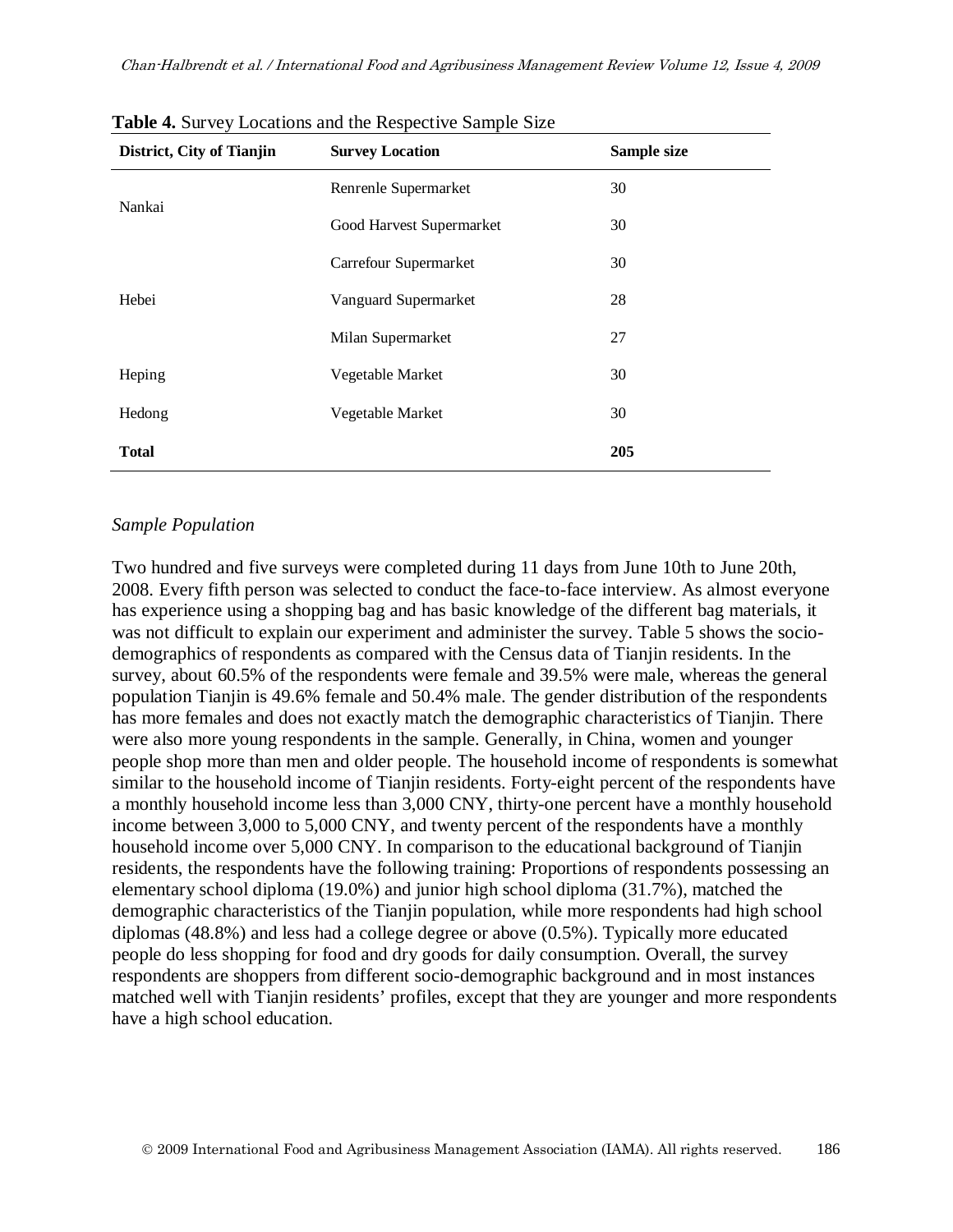**Table 4.** Survey Locations and the Respective Sample Size

| District, City of Tianjin | Survey Location | Sample size |
|---|---|---|
| Nankai | Renrenle Supermarket | 30 |
| | Good Harvest Supermarket | 30 |
| | Carrefour Supermarket | 30 |
| Hebei | Vanguard Supermarket | 28 |
| | Milan Supermarket | 27 |
| Heping | Vegetable Market | 30 |
| Hedong | Vegetable Market | 30 |
| **Total** | | **205** |

*Sample Population*

Two hundred and five surveys were completed during 11 days from June 10th to June 20th, 2008. Every fifth person was selected to conduct the face-to-face interview. As almost everyone has experience using a shopping bag and has basic knowledge of the different bag materials, it was not difficult to explain our experiment and administer the survey. Table 5 shows the socio-demographics of respondents as compared with the Census data of Tianjin residents. In the survey, about 60.5% of the respondents were female and 39.5% were male, whereas the general population Tianjin is 49.6% female and 50.4% male. The gender distribution of the respondents has more females and does not exactly match the demographic characteristics of Tianjin. There were also more young respondents in the sample. Generally, in China, women and younger people shop more than men and older people. The household income of respondents is somewhat similar to the household income of Tianjin residents. Forty-eight percent of the respondents have a monthly household income less than 3,000 CNY, thirty-one percent have a monthly household income between 3,000 to 5,000 CNY, and twenty percent of the respondents have a monthly household income over 5,000 CNY. In comparison to the educational background of Tianjin residents, the respondents have the following training: Proportions of respondents possessing an elementary school diploma (19.0%) and junior high school diploma (31.7%), matched the demographic characteristics of the Tianjin population, while more respondents had high school diplomas (48.8%) and less had a college degree or above (0.5%). Typically more educated people do less shopping for food and dry goods for daily consumption. Overall, the survey respondents are shoppers from different socio-demographic background and in most instances matched well with Tianjin residents' profiles, except that they are younger and more respondents have a high school education.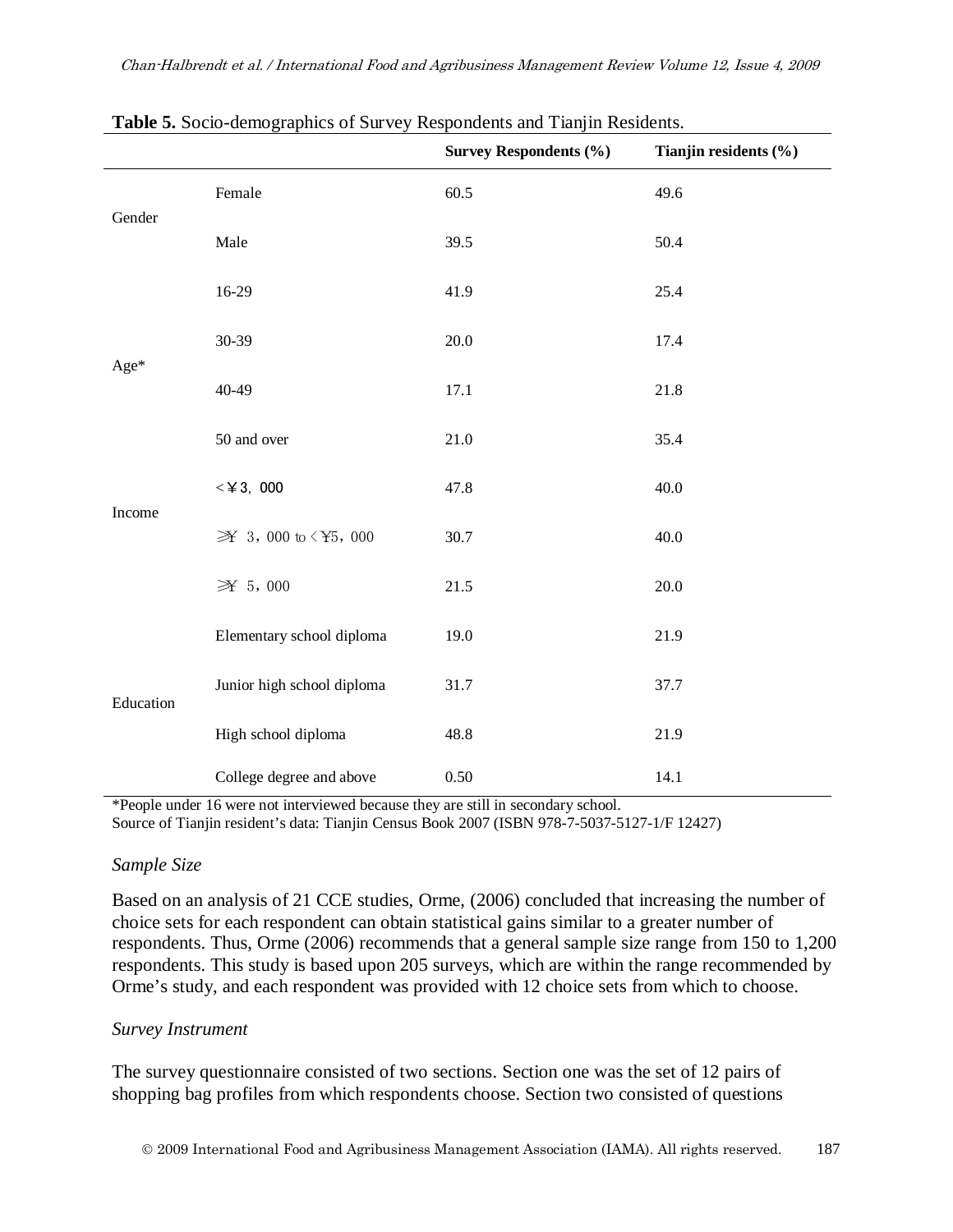**Table 5.** Socio-demographics of Survey Respondents and Tianjin Residents.

| | | Survey Respondents (%) | Tianjin residents (%) |
|---|---|---|---|
| Gender | Female | 60.5 | 49.6 |
| | Male | 39.5 | 50.4 |
| Age* | 16-29 | 41.9 | 25.4 |
| | 30-39 | 20.0 | 17.4 |
| | 40-49 | 17.1 | 21.8 |
| | 50 and over | 21.0 | 35.4 |
| Income | <￥3，000 | 47.8 | 40.0 |
| | ≥￥ 3，000 to <￥5，000 | 30.7 | 40.0 |
| | ≥￥ 5，000 | 21.5 | 20.0 |
| Education | Elementary school diploma | 19.0 | 21.9 |
| | Junior high school diploma | 31.7 | 37.7 |
| | High school diploma | 48.8 | 21.9 |
| | College degree and above | 0.50 | 14.1 |

*People under 16 were not interviewed because they are still in secondary school.
Source of Tianjin resident's data: Tianjin Census Book 2007 (ISBN 978-7-5037-5127-1/F 12427)

*Sample Size*

Based on an analysis of 21 CCE studies, Orme, (2006) concluded that increasing the number of choice sets for each respondent can obtain statistical gains similar to a greater number of respondents. Thus, Orme (2006) recommends that a general sample size range from 150 to 1,200 respondents. This study is based upon 205 surveys, which are within the range recommended by Orme's study, and each respondent was provided with 12 choice sets from which to choose.

*Survey Instrument*

The survey questionnaire consisted of two sections. Section one was the set of 12 pairs of shopping bag profiles from which respondents choose. Section two consisted of questions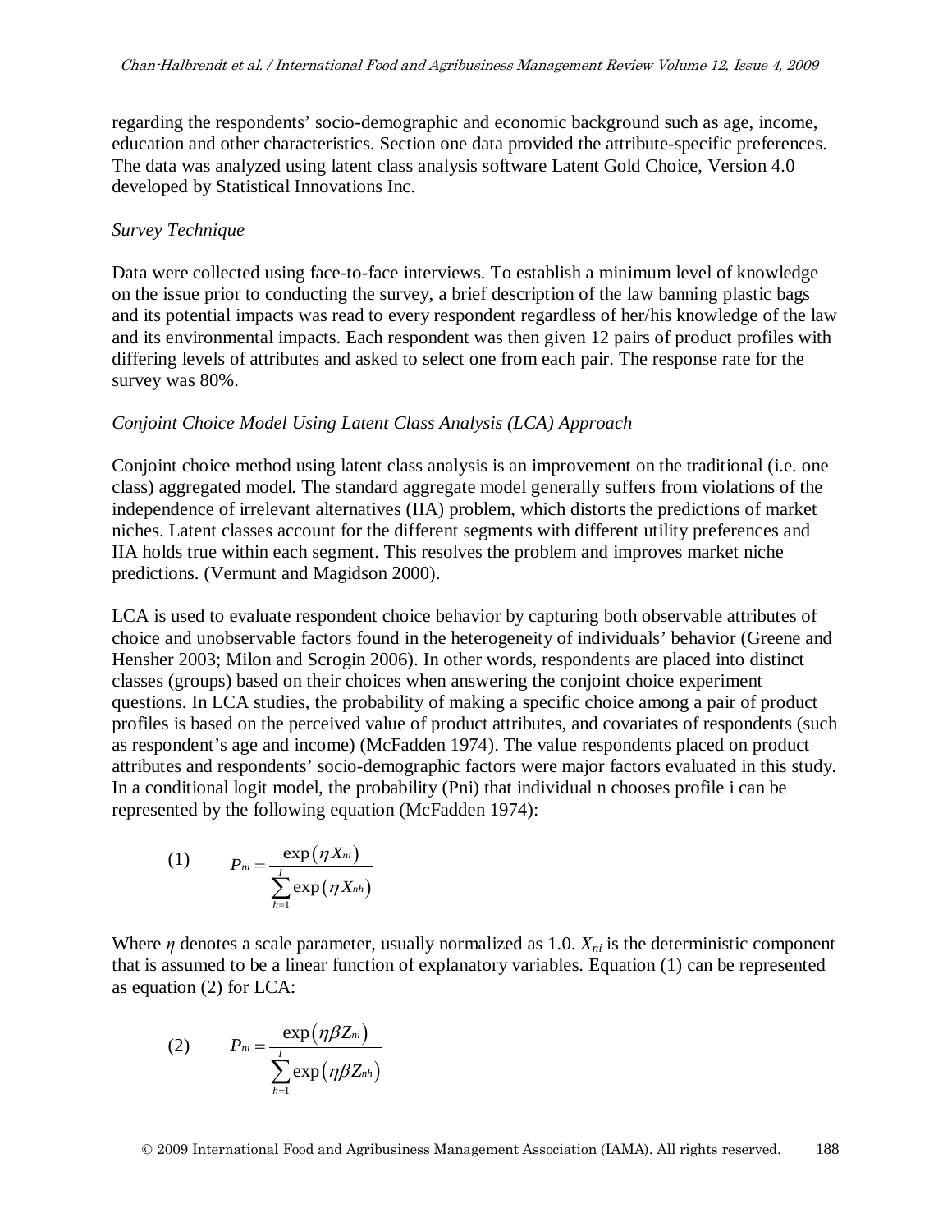regarding the respondents' socio-demographic and economic background such as age, income, education and other characteristics. Section one data provided the attribute-specific preferences. The data was analyzed using latent class analysis software Latent Gold Choice, Version 4.0 developed by Statistical Innovations Inc.

*Survey Technique*

Data were collected using face-to-face interviews. To establish a minimum level of knowledge on the issue prior to conducting the survey, a brief description of the law banning plastic bags and its potential impacts was read to every respondent regardless of her/his knowledge of the law and its environmental impacts. Each respondent was then given 12 pairs of product profiles with differing levels of attributes and asked to select one from each pair. The response rate for the survey was 80%.

*Conjoint Choice Model Using Latent Class Analysis (LCA) Approach*

Conjoint choice method using latent class analysis is an improvement on the traditional (i.e. one class) aggregated model. The standard aggregate model generally suffers from violations of the independence of irrelevant alternatives (IIA) problem, which distorts the predictions of market niches. Latent classes account for the different segments with different utility preferences and IIA holds true within each segment. This resolves the problem and improves market niche predictions. (Vermunt and Magidson 2000).

LCA is used to evaluate respondent choice behavior by capturing both observable attributes of choice and unobservable factors found in the heterogeneity of individuals' behavior (Greene and Hensher 2003; Milon and Scrogin 2006). In other words, respondents are placed into distinct classes (groups) based on their choices when answering the conjoint choice experiment questions. In LCA studies, the probability of making a specific choice among a pair of product profiles is based on the perceived value of product attributes, and covariates of respondents (such as respondent's age and income) (McFadden 1974). The value respondents placed on product attributes and respondents' socio-demographic factors were major factors evaluated in this study. In a conditional logit model, the probability (Pni) that individual n chooses profile i can be represented by the following equation (McFadden 1974):

$$(1) \qquad P_{ni} = \frac{\exp(\eta X_{ni})}{\sum_{h=1}^{I} \exp(\eta X_{nh})}$$

Where $\eta$ denotes a scale parameter, usually normalized as 1.0. $X_{ni}$ is the deterministic component that is assumed to be a linear function of explanatory variables. Equation (1) can be represented as equation (2) for LCA:

$$(2) \qquad P_{ni} = \frac{\exp(\eta \beta Z_{ni})}{\sum_{h=1}^{I} \exp(\eta \beta Z_{nh})}$$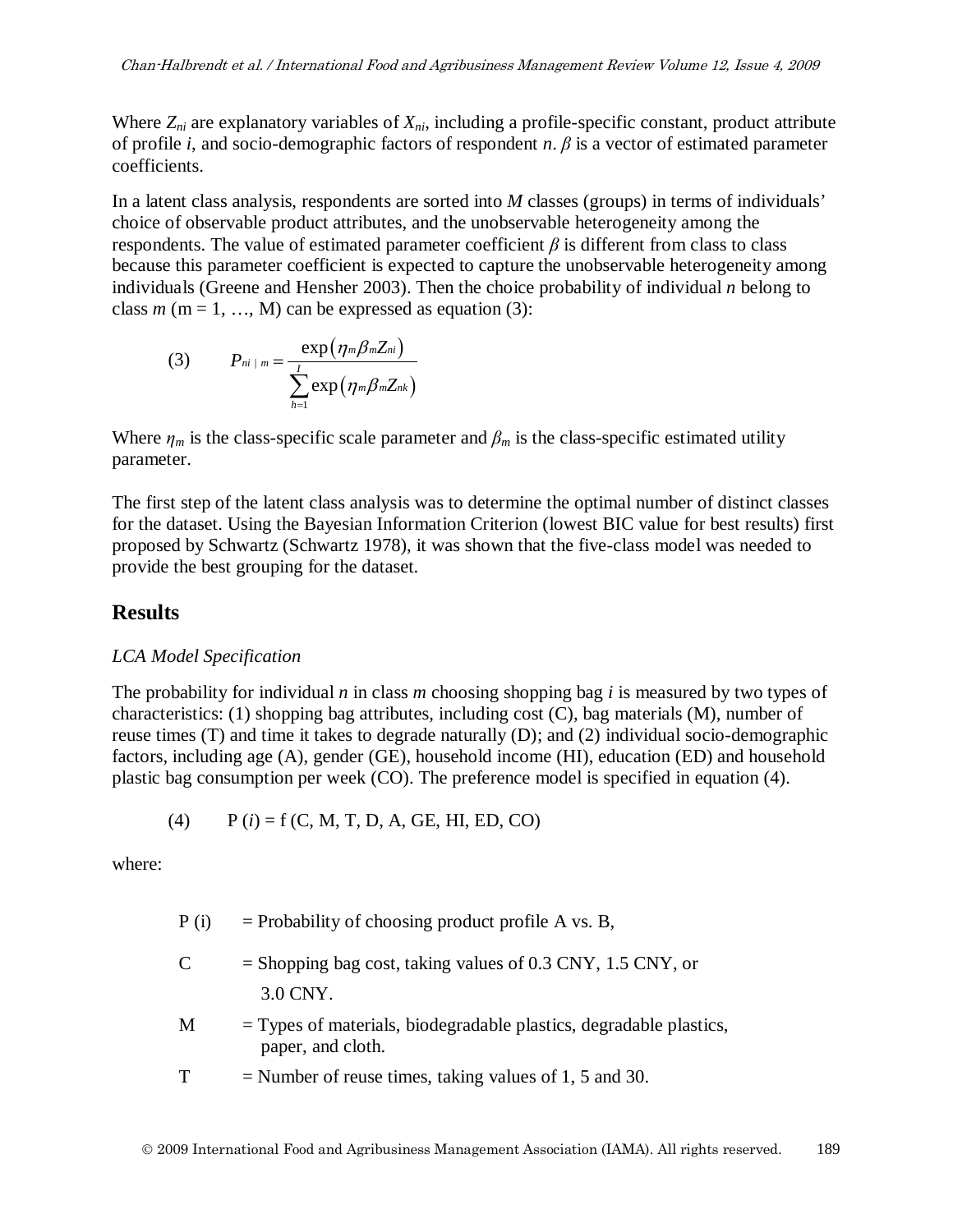Where $Z_{ni}$ are explanatory variables of $X_{ni}$, including a profile-specific constant, product attribute of profile *i*, and socio-demographic factors of respondent *n*. $\beta$ is a vector of estimated parameter coefficients.

In a latent class analysis, respondents are sorted into *M* classes (groups) in terms of individuals' choice of observable product attributes, and the unobservable heterogeneity among the respondents. The value of estimated parameter coefficient $\beta$ is different from class to class because this parameter coefficient is expected to capture the unobservable heterogeneity among individuals (Greene and Hensher 2003). Then the choice probability of individual *n* belong to class *m* (m = 1, …, M) can be expressed as equation (3):

$$(3) \qquad P_{ni\,|\,m} = \frac{\exp\left(\eta_m \beta_m Z_{ni}\right)}{\sum_{h=1}^{I} \exp\left(\eta_m \beta_m Z_{nk}\right)}$$

Where $\eta_m$ is the class-specific scale parameter and $\beta_m$ is the class-specific estimated utility parameter.

The first step of the latent class analysis was to determine the optimal number of distinct classes for the dataset. Using the Bayesian Information Criterion (lowest BIC value for best results) first proposed by Schwartz (Schwartz 1978), it was shown that the five-class model was needed to provide the best grouping for the dataset.

## Results

*LCA Model Specification*

The probability for individual *n* in class *m* choosing shopping bag *i* is measured by two types of characteristics: (1) shopping bag attributes, including cost (C), bag materials (M), number of reuse times (T) and time it takes to degrade naturally (D); and (2) individual socio-demographic factors, including age (A), gender (GE), household income (HI), education (ED) and household plastic bag consumption per week (CO). The preference model is specified in equation (4).

$$(4) \qquad P(i) = f(C, M, T, D, A, GE, HI, ED, CO)$$

where:

- P (i) = Probability of choosing product profile A vs. B,
- C = Shopping bag cost, taking values of 0.3 CNY, 1.5 CNY, or 3.0 CNY.
- M = Types of materials, biodegradable plastics, degradable plastics, paper, and cloth.
- T = Number of reuse times, taking values of 1, 5 and 30.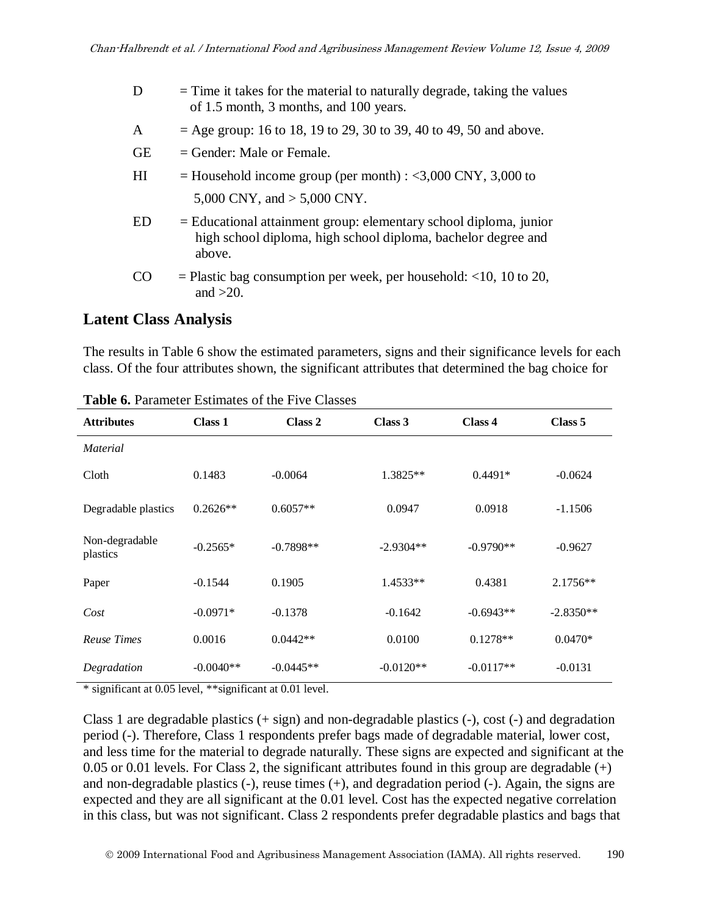D = Time it takes for the material to naturally degrade, taking the values of 1.5 month, 3 months, and 100 years.

A = Age group: 16 to 18, 19 to 29, 30 to 39, 40 to 49, 50 and above.

GE = Gender: Male or Female.

HI = Household income group (per month) : <3,000 CNY, 3,000 to 5,000 CNY, and > 5,000 CNY.

ED = Educational attainment group: elementary school diploma, junior high school diploma, high school diploma, bachelor degree and above.

CO = Plastic bag consumption per week, per household: <10, 10 to 20, and >20.

## Latent Class Analysis

The results in Table 6 show the estimated parameters, signs and their significance levels for each class. Of the four attributes shown, the significant attributes that determined the bag choice for

**Table 6.** Parameter Estimates of the Five Classes

| Attributes | Class 1 | Class 2 | Class 3 | Class 4 | Class 5 |
|---|---|---|---|---|---|
| *Material* | | | | | |
| Cloth | 0.1483 | -0.0064 | 1.3825** | 0.4491* | -0.0624 |
| Degradable plastics | 0.2626** | 0.6057** | 0.0947 | 0.0918 | -1.1506 |
| Non-degradable plastics | -0.2565* | -0.7898** | -2.9304** | -0.9790** | -0.9627 |
| Paper | -0.1544 | 0.1905 | 1.4533** | 0.4381 | 2.1756** |
| *Cost* | -0.0971* | -0.1378 | -0.1642 | -0.6943** | -2.8350** |
| *Reuse Times* | 0.0016 | 0.0442** | 0.0100 | 0.1278** | 0.0470* |
| *Degradation* | -0.0040** | -0.0445** | -0.0120** | -0.0117** | -0.0131 |

\* significant at 0.05 level, **significant at 0.01 level.

Class 1 are degradable plastics (+ sign) and non-degradable plastics (-), cost (-) and degradation period (-). Therefore, Class 1 respondents prefer bags made of degradable material, lower cost, and less time for the material to degrade naturally. These signs are expected and significant at the 0.05 or 0.01 levels. For Class 2, the significant attributes found in this group are degradable (+) and non-degradable plastics (-), reuse times (+), and degradation period (-). Again, the signs are expected and they are all significant at the 0.01 level. Cost has the expected negative correlation in this class, but was not significant. Class 2 respondents prefer degradable plastics and bags that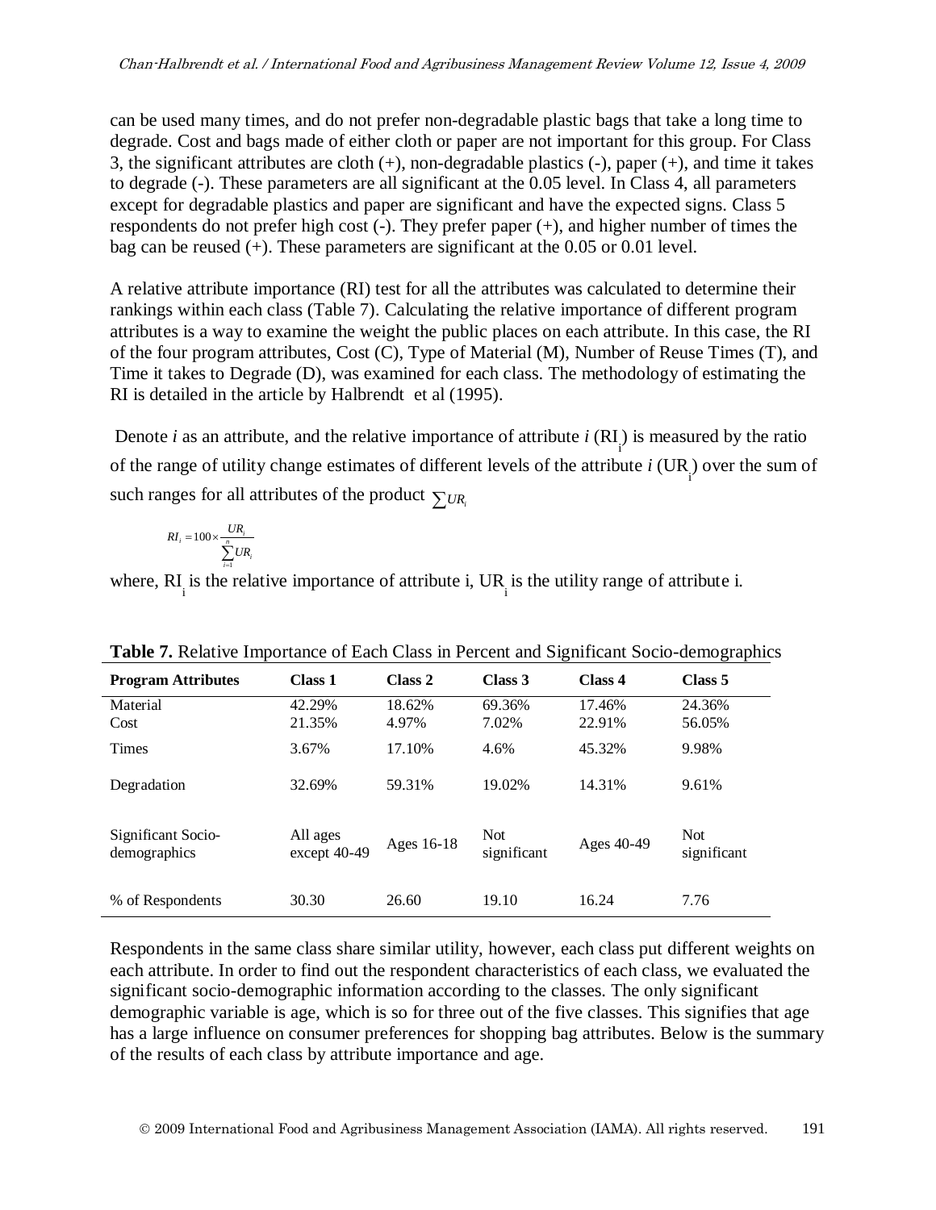can be used many times, and do not prefer non-degradable plastic bags that take a long time to degrade. Cost and bags made of either cloth or paper are not important for this group. For Class 3, the significant attributes are cloth (+), non-degradable plastics (-), paper (+), and time it takes to degrade (-). These parameters are all significant at the 0.05 level. In Class 4, all parameters except for degradable plastics and paper are significant and have the expected signs. Class 5 respondents do not prefer high cost (-). They prefer paper (+), and higher number of times the bag can be reused (+). These parameters are significant at the 0.05 or 0.01 level.

A relative attribute importance (RI) test for all the attributes was calculated to determine their rankings within each class (Table 7). Calculating the relative importance of different program attributes is a way to examine the weight the public places on each attribute. In this case, the RI of the four program attributes, Cost (C), Type of Material (M), Number of Reuse Times (T), and Time it takes to Degrade (D), was examined for each class. The methodology of estimating the RI is detailed in the article by Halbrendt et al (1995).

Denote $i$ as an attribute, and the relative importance of attribute $i$ ($RI_i$) is measured by the ratio of the range of utility change estimates of different levels of the attribute $i$ ($UR_i$) over the sum of such ranges for all attributes of the product $\sum UR_i$

$$RI_i = 100 \times \frac{UR_i}{\sum_{i=1}^{n} UR_i}$$

where, $RI_i$ is the relative importance of attribute i, $UR_i$ is the utility range of attribute i.

**Table 7.** Relative Importance of Each Class in Percent and Significant Socio-demographics

| Program Attributes | Class 1 | Class 2 | Class 3 | Class 4 | Class 5 |
|---|---|---|---|---|---|
| Material | 42.29% | 18.62% | 69.36% | 17.46% | 24.36% |
| Cost | 21.35% | 4.97% | 7.02% | 22.91% | 56.05% |
| Times | 3.67% | 17.10% | 4.6% | 45.32% | 9.98% |
| Degradation | 32.69% | 59.31% | 19.02% | 14.31% | 9.61% |
| Significant Socio-demographics | All ages except 40-49 | Ages 16-18 | Not significant | Ages 40-49 | Not significant |
| % of Respondents | 30.30 | 26.60 | 19.10 | 16.24 | 7.76 |

Respondents in the same class share similar utility, however, each class put different weights on each attribute. In order to find out the respondent characteristics of each class, we evaluated the significant socio-demographic information according to the classes. The only significant demographic variable is age, which is so for three out of the five classes. This signifies that age has a large influence on consumer preferences for shopping bag attributes. Below is the summary of the results of each class by attribute importance and age.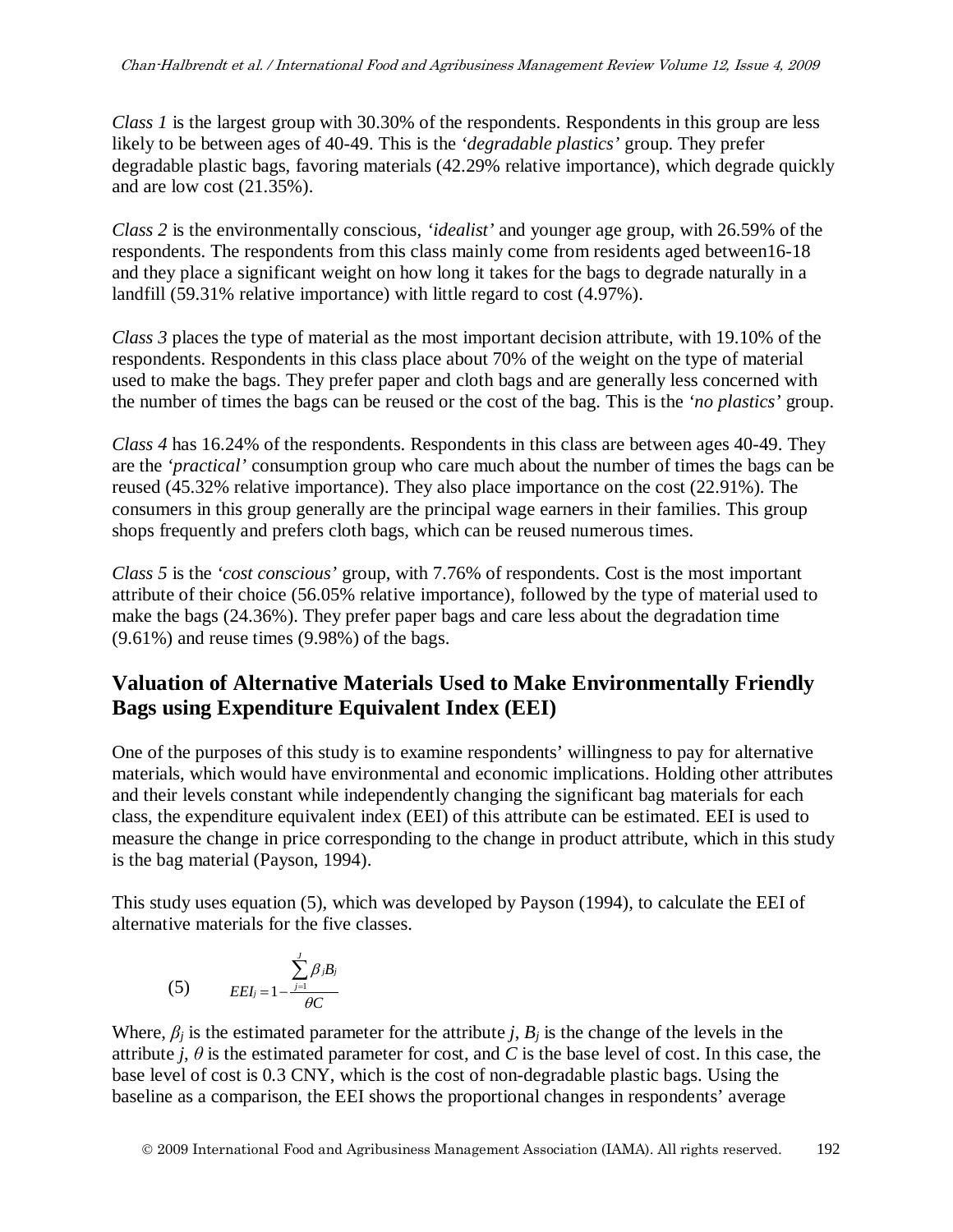*Class 1* is the largest group with 30.30% of the respondents. Respondents in this group are less likely to be between ages of 40-49. This is the *'degradable plastics'* group. They prefer degradable plastic bags, favoring materials (42.29% relative importance), which degrade quickly and are low cost (21.35%).

*Class 2* is the environmentally conscious, *'idealist'* and younger age group, with 26.59% of the respondents. The respondents from this class mainly come from residents aged between16-18 and they place a significant weight on how long it takes for the bags to degrade naturally in a landfill (59.31% relative importance) with little regard to cost (4.97%).

*Class 3* places the type of material as the most important decision attribute, with 19.10% of the respondents. Respondents in this class place about 70% of the weight on the type of material used to make the bags. They prefer paper and cloth bags and are generally less concerned with the number of times the bags can be reused or the cost of the bag. This is the *'no plastics'* group.

*Class 4* has 16.24% of the respondents. Respondents in this class are between ages 40-49. They are the *'practical'* consumption group who care much about the number of times the bags can be reused (45.32% relative importance). They also place importance on the cost (22.91%). The consumers in this group generally are the principal wage earners in their families. This group shops frequently and prefers cloth bags, which can be reused numerous times.

*Class 5* is the *'cost conscious'* group, with 7.76% of respondents. Cost is the most important attribute of their choice (56.05% relative importance), followed by the type of material used to make the bags (24.36%). They prefer paper bags and care less about the degradation time (9.61%) and reuse times (9.98%) of the bags.

## Valuation of Alternative Materials Used to Make Environmentally Friendly Bags using Expenditure Equivalent Index (EEI)

One of the purposes of this study is to examine respondents' willingness to pay for alternative materials, which would have environmental and economic implications. Holding other attributes and their levels constant while independently changing the significant bag materials for each class, the expenditure equivalent index (EEI) of this attribute can be estimated. EEI is used to measure the change in price corresponding to the change in product attribute, which in this study is the bag material (Payson, 1994).

This study uses equation (5), which was developed by Payson (1994), to calculate the EEI of alternative materials for the five classes.

$$EEI_j = 1 - \frac{\sum_{j=1}^{J} \beta_j B_j}{\theta C} \tag{5}$$

Where, $\beta_j$ is the estimated parameter for the attribute $j$, $B_j$ is the change of the levels in the attribute $j$, $\theta$ is the estimated parameter for cost, and $C$ is the base level of cost. In this case, the base level of cost is 0.3 CNY, which is the cost of non-degradable plastic bags. Using the baseline as a comparison, the EEI shows the proportional changes in respondents' average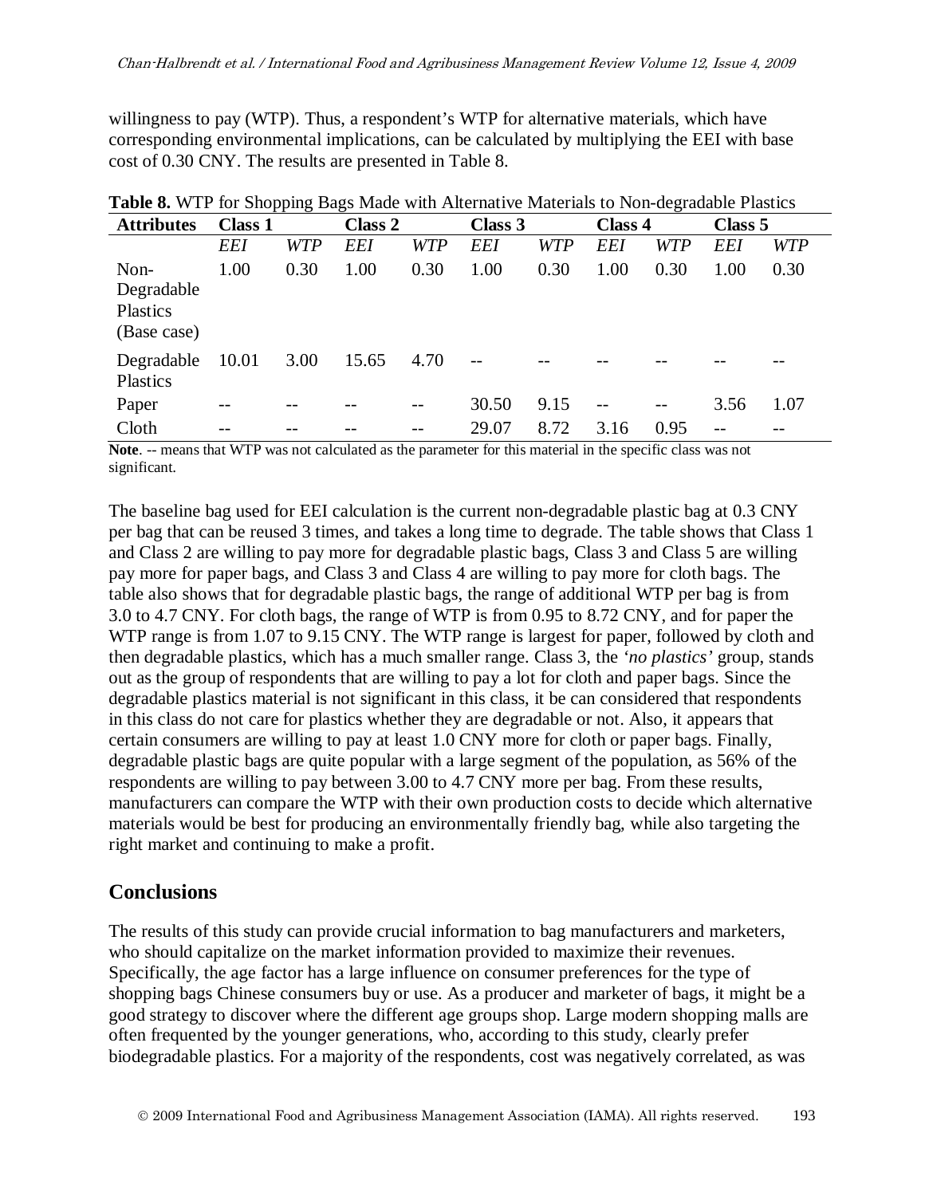willingness to pay (WTP). Thus, a respondent's WTP for alternative materials, which have corresponding environmental implications, can be calculated by multiplying the EEI with base cost of 0.30 CNY. The results are presented in Table 8.

**Table 8.** WTP for Shopping Bags Made with Alternative Materials to Non-degradable Plastics

| Attributes | Class 1 | | Class 2 | | Class 3 | | Class 4 | | Class 5 | |
|---|---|---|---|---|---|---|---|---|---|---|
| | *EEI* | *WTP* | *EEI* | *WTP* | *EEI* | *WTP* | *EEI* | *WTP* | *EEI* | *WTP* |
| Non-Degradable Plastics (Base case) | 1.00 | 0.30 | 1.00 | 0.30 | 1.00 | 0.30 | 1.00 | 0.30 | 1.00 | 0.30 |
| Degradable Plastics | 10.01 | 3.00 | 15.65 | 4.70 | -- | -- | -- | -- | -- | -- |
| Paper | -- | -- | -- | -- | 30.50 | 9.15 | -- | -- | 3.56 | 1.07 |
| Cloth | -- | -- | -- | -- | 29.07 | 8.72 | 3.16 | 0.95 | -- | -- |

**Note**. -- means that WTP was not calculated as the parameter for this material in the specific class was not significant.

The baseline bag used for EEI calculation is the current non-degradable plastic bag at 0.3 CNY per bag that can be reused 3 times, and takes a long time to degrade. The table shows that Class 1 and Class 2 are willing to pay more for degradable plastic bags, Class 3 and Class 5 are willing pay more for paper bags, and Class 3 and Class 4 are willing to pay more for cloth bags. The table also shows that for degradable plastic bags, the range of additional WTP per bag is from 3.0 to 4.7 CNY. For cloth bags, the range of WTP is from 0.95 to 8.72 CNY, and for paper the WTP range is from 1.07 to 9.15 CNY. The WTP range is largest for paper, followed by cloth and then degradable plastics, which has a much smaller range. Class 3, the *'no plastics'* group, stands out as the group of respondents that are willing to pay a lot for cloth and paper bags. Since the degradable plastics material is not significant in this class, it be can considered that respondents in this class do not care for plastics whether they are degradable or not. Also, it appears that certain consumers are willing to pay at least 1.0 CNY more for cloth or paper bags. Finally, degradable plastic bags are quite popular with a large segment of the population, as 56% of the respondents are willing to pay between 3.00 to 4.7 CNY more per bag. From these results, manufacturers can compare the WTP with their own production costs to decide which alternative materials would be best for producing an environmentally friendly bag, while also targeting the right market and continuing to make a profit.

## Conclusions

The results of this study can provide crucial information to bag manufacturers and marketers, who should capitalize on the market information provided to maximize their revenues. Specifically, the age factor has a large influence on consumer preferences for the type of shopping bags Chinese consumers buy or use. As a producer and marketer of bags, it might be a good strategy to discover where the different age groups shop. Large modern shopping malls are often frequented by the younger generations, who, according to this study, clearly prefer biodegradable plastics. For a majority of the respondents, cost was negatively correlated, as was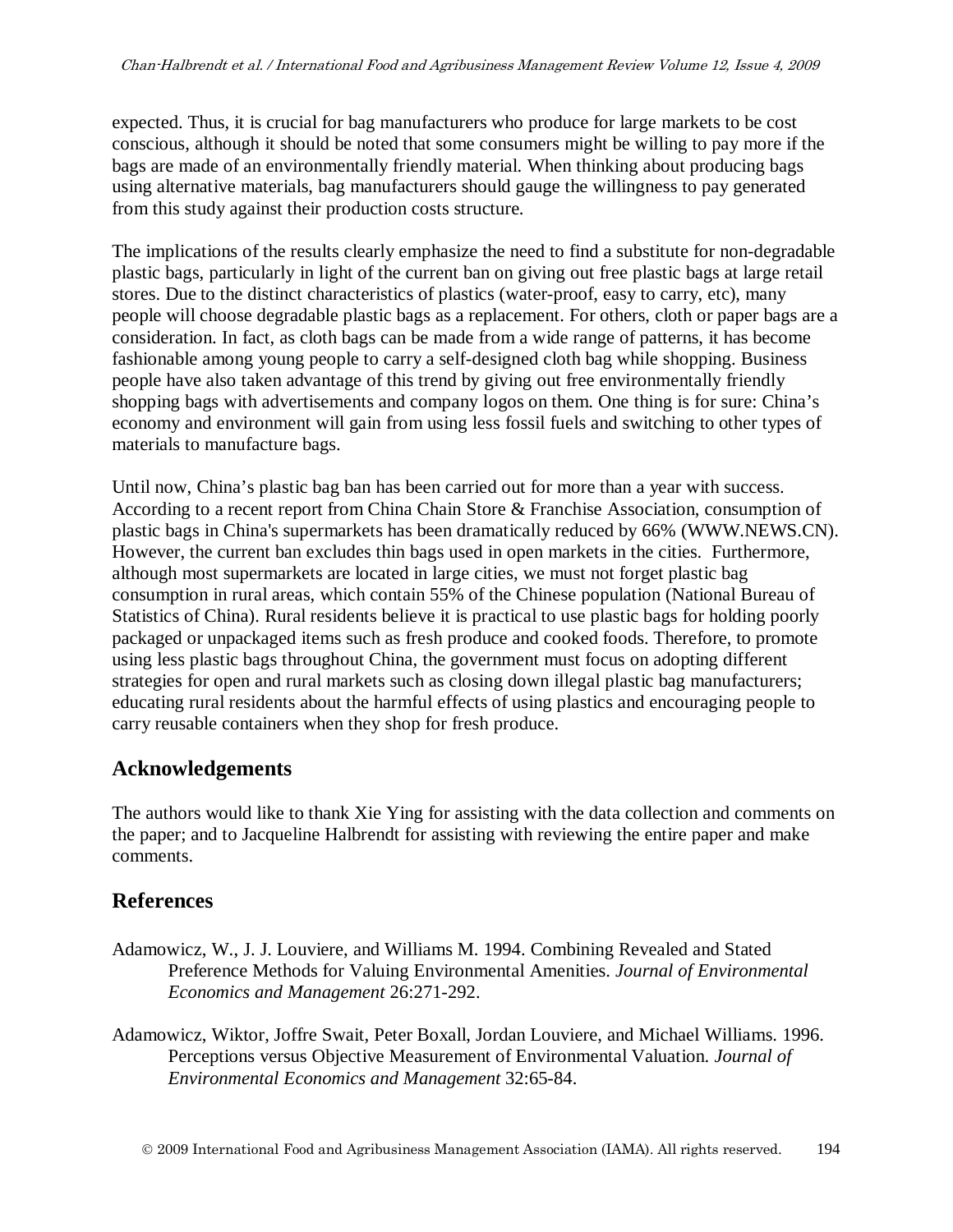expected. Thus, it is crucial for bag manufacturers who produce for large markets to be cost conscious, although it should be noted that some consumers might be willing to pay more if the bags are made of an environmentally friendly material. When thinking about producing bags using alternative materials, bag manufacturers should gauge the willingness to pay generated from this study against their production costs structure.

The implications of the results clearly emphasize the need to find a substitute for non-degradable plastic bags, particularly in light of the current ban on giving out free plastic bags at large retail stores. Due to the distinct characteristics of plastics (water-proof, easy to carry, etc), many people will choose degradable plastic bags as a replacement. For others, cloth or paper bags are a consideration. In fact, as cloth bags can be made from a wide range of patterns, it has become fashionable among young people to carry a self-designed cloth bag while shopping. Business people have also taken advantage of this trend by giving out free environmentally friendly shopping bags with advertisements and company logos on them. One thing is for sure: China's economy and environment will gain from using less fossil fuels and switching to other types of materials to manufacture bags.

Until now, China's plastic bag ban has been carried out for more than a year with success. According to a recent report from China Chain Store & Franchise Association, consumption of plastic bags in China's supermarkets has been dramatically reduced by 66% (WWW.NEWS.CN). However, the current ban excludes thin bags used in open markets in the cities. Furthermore, although most supermarkets are located in large cities, we must not forget plastic bag consumption in rural areas, which contain 55% of the Chinese population (National Bureau of Statistics of China). Rural residents believe it is practical to use plastic bags for holding poorly packaged or unpackaged items such as fresh produce and cooked foods. Therefore, to promote using less plastic bags throughout China, the government must focus on adopting different strategies for open and rural markets such as closing down illegal plastic bag manufacturers; educating rural residents about the harmful effects of using plastics and encouraging people to carry reusable containers when they shop for fresh produce.

## Acknowledgements

The authors would like to thank Xie Ying for assisting with the data collection and comments on the paper; and to Jacqueline Halbrendt for assisting with reviewing the entire paper and make comments.

## References

Adamowicz, W., J. J. Louviere, and Williams M. 1994. Combining Revealed and Stated Preference Methods for Valuing Environmental Amenities. *Journal of Environmental Economics and Management* 26:271-292.

Adamowicz, Wiktor, Joffre Swait, Peter Boxall, Jordan Louviere, and Michael Williams. 1996. Perceptions versus Objective Measurement of Environmental Valuation. *Journal of Environmental Economics and Management* 32:65-84.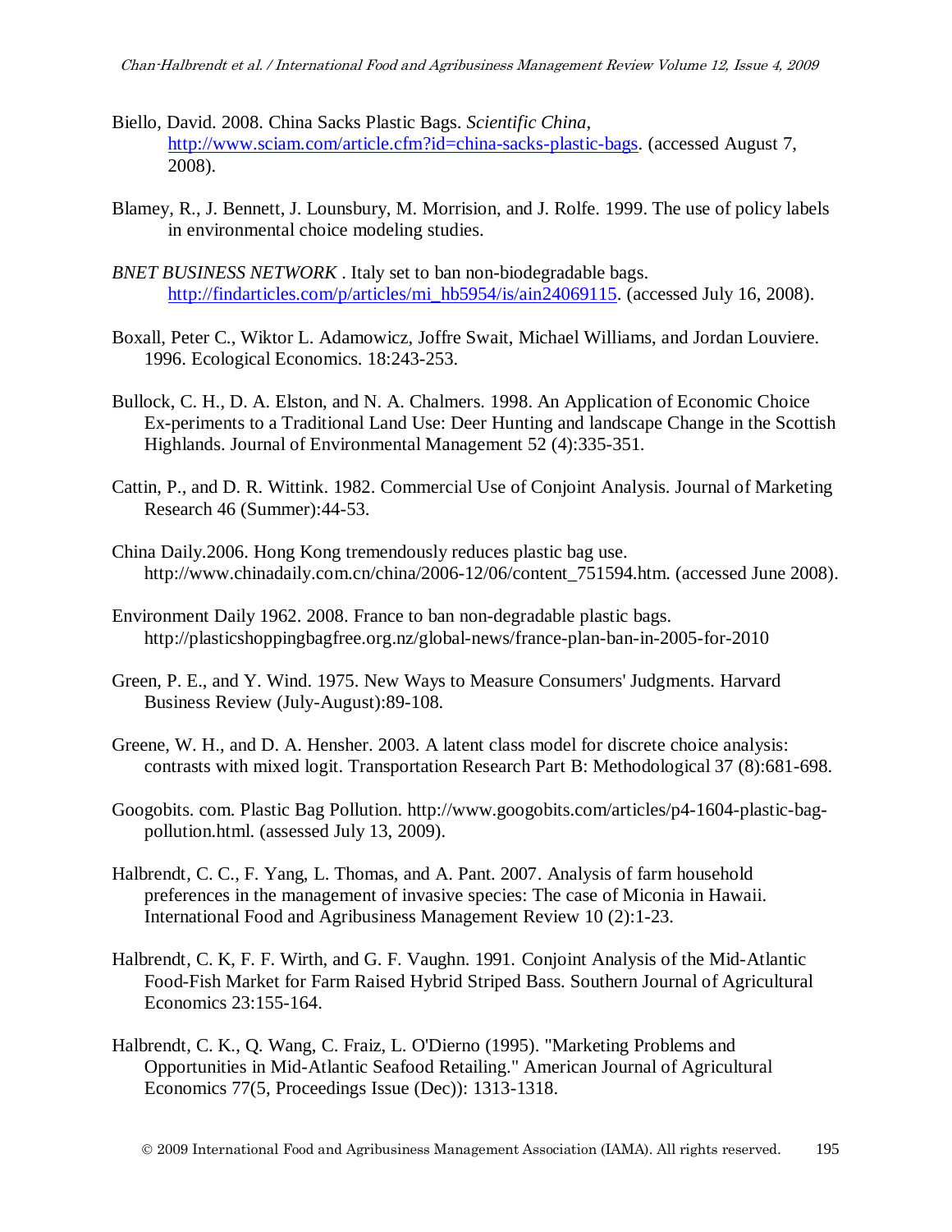Biello, David. 2008. China Sacks Plastic Bags. *Scientific China*, http://www.sciam.com/article.cfm?id=china-sacks-plastic-bags. (accessed August 7, 2008).

Blamey, R., J. Bennett, J. Lounsbury, M. Morrision, and J. Rolfe. 1999. The use of policy labels in environmental choice modeling studies.

*BNET BUSINESS NETWORK* . Italy set to ban non-biodegradable bags. http://findarticles.com/p/articles/mi_hb5954/is/ain24069115. (accessed July 16, 2008).

Boxall, Peter C., Wiktor L. Adamowicz, Joffre Swait, Michael Williams, and Jordan Louviere. 1996. Ecological Economics. 18:243-253.

Bullock, C. H., D. A. Elston, and N. A. Chalmers. 1998. An Application of Economic Choice Ex-periments to a Traditional Land Use: Deer Hunting and landscape Change in the Scottish Highlands. Journal of Environmental Management 52 (4):335-351.

Cattin, P., and D. R. Wittink. 1982. Commercial Use of Conjoint Analysis. Journal of Marketing Research 46 (Summer):44-53.

China Daily.2006. Hong Kong tremendously reduces plastic bag use. http://www.chinadaily.com.cn/china/2006-12/06/content_751594.htm. (accessed June 2008).

Environment Daily 1962. 2008. France to ban non-degradable plastic bags. http://plasticshoppingbagfree.org.nz/global-news/france-plan-ban-in-2005-for-2010

Green, P. E., and Y. Wind. 1975. New Ways to Measure Consumers' Judgments. Harvard Business Review (July-August):89-108.

Greene, W. H., and D. A. Hensher. 2003. A latent class model for discrete choice analysis: contrasts with mixed logit. Transportation Research Part B: Methodological 37 (8):681-698.

Googobits. com. Plastic Bag Pollution. http://www.googobits.com/articles/p4-1604-plastic-bag-pollution.html. (assessed July 13, 2009).

Halbrendt, C. C., F. Yang, L. Thomas, and A. Pant. 2007. Analysis of farm household preferences in the management of invasive species: The case of Miconia in Hawaii. International Food and Agribusiness Management Review 10 (2):1-23.

Halbrendt, C. K, F. F. Wirth, and G. F. Vaughn. 1991. Conjoint Analysis of the Mid-Atlantic Food-Fish Market for Farm Raised Hybrid Striped Bass. Southern Journal of Agricultural Economics 23:155-164.

Halbrendt, C. K., Q. Wang, C. Fraiz, L. O'Dierno (1995). "Marketing Problems and Opportunities in Mid-Atlantic Seafood Retailing." American Journal of Agricultural Economics 77(5, Proceedings Issue (Dec)): 1313-1318.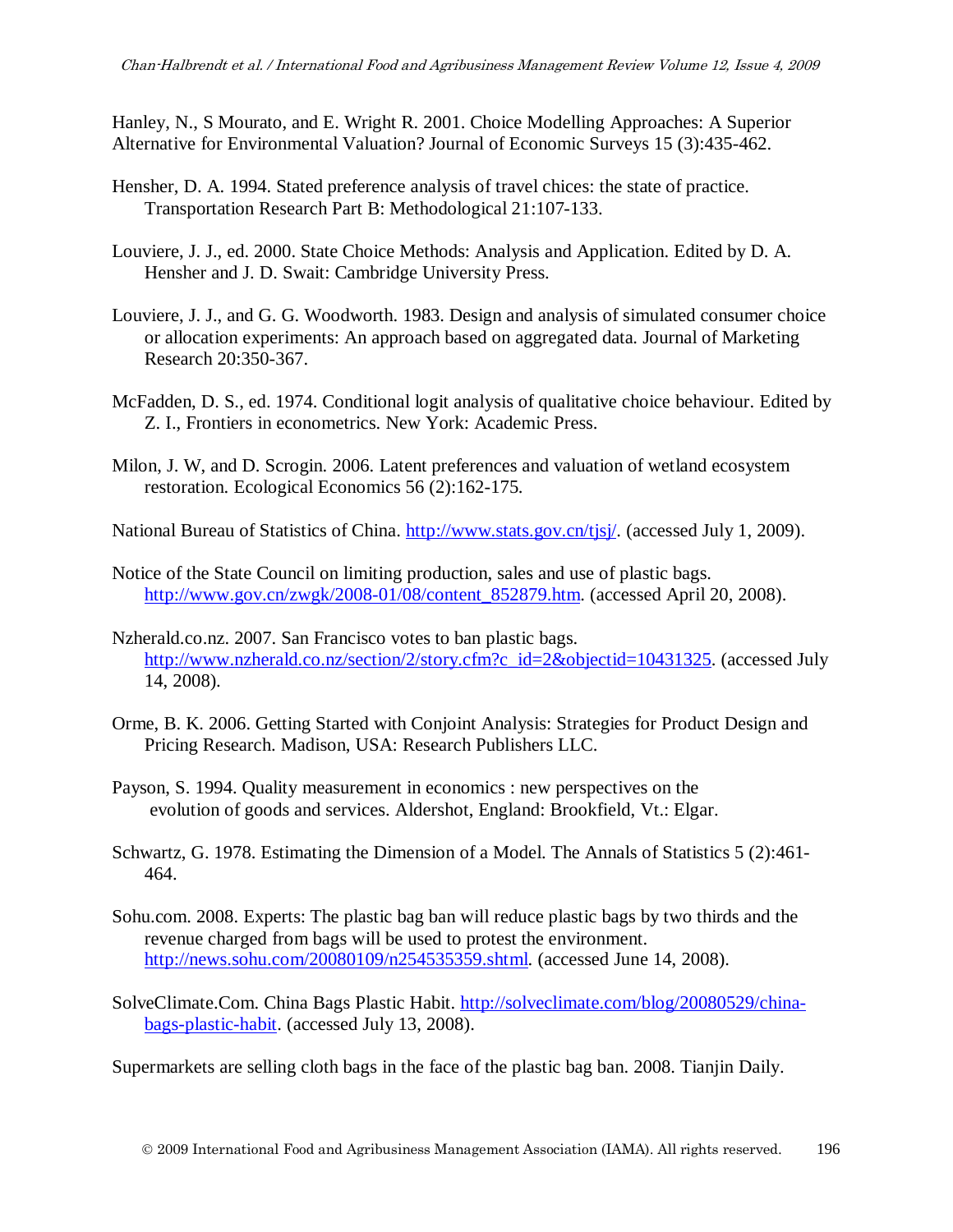Hanley, N., S Mourato, and E. Wright R. 2001. Choice Modelling Approaches: A Superior Alternative for Environmental Valuation? Journal of Economic Surveys 15 (3):435-462.

Hensher, D. A. 1994. Stated preference analysis of travel chices: the state of practice. Transportation Research Part B: Methodological 21:107-133.

Louviere, J. J., ed. 2000. State Choice Methods: Analysis and Application. Edited by D. A. Hensher and J. D. Swait: Cambridge University Press.

Louviere, J. J., and G. G. Woodworth. 1983. Design and analysis of simulated consumer choice or allocation experiments: An approach based on aggregated data. Journal of Marketing Research 20:350-367.

McFadden, D. S., ed. 1974. Conditional logit analysis of qualitative choice behaviour. Edited by Z. I., Frontiers in econometrics. New York: Academic Press.

Milon, J. W, and D. Scrogin. 2006. Latent preferences and valuation of wetland ecosystem restoration. Ecological Economics 56 (2):162-175.

National Bureau of Statistics of China. http://www.stats.gov.cn/tjsj/. (accessed July 1, 2009).

Notice of the State Council on limiting production, sales and use of plastic bags. http://www.gov.cn/zwgk/2008-01/08/content_852879.htm. (accessed April 20, 2008).

Nzherald.co.nz. 2007. San Francisco votes to ban plastic bags. http://www.nzherald.co.nz/section/2/story.cfm?c_id=2&objectid=10431325. (accessed July 14, 2008).

Orme, B. K. 2006. Getting Started with Conjoint Analysis: Strategies for Product Design and Pricing Research. Madison, USA: Research Publishers LLC.

Payson, S. 1994. Quality measurement in economics : new perspectives on the evolution of goods and services. Aldershot, England: Brookfield, Vt.: Elgar.

Schwartz, G. 1978. Estimating the Dimension of a Model. The Annals of Statistics 5 (2):461-464.

Sohu.com. 2008. Experts: The plastic bag ban will reduce plastic bags by two thirds and the revenue charged from bags will be used to protest the environment. http://news.sohu.com/20080109/n254535359.shtml. (accessed June 14, 2008).

SolveClimate.Com. China Bags Plastic Habit. http://solveclimate.com/blog/20080529/china-bags-plastic-habit. (accessed July 13, 2008).

Supermarkets are selling cloth bags in the face of the plastic bag ban. 2008. Tianjin Daily.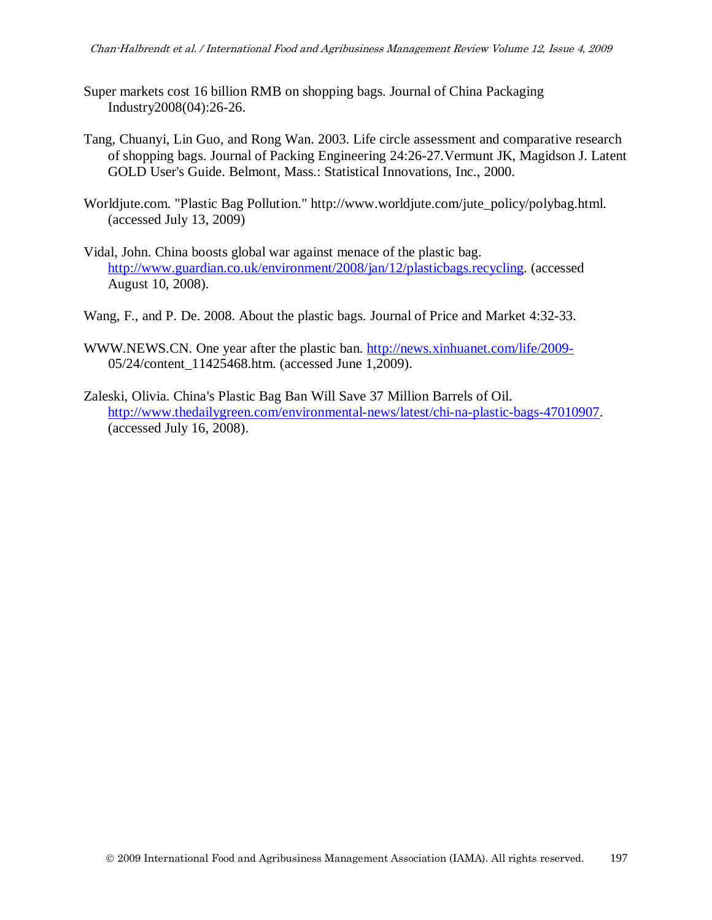Super markets cost 16 billion RMB on shopping bags. Journal of China Packaging Industry2008(04):26-26.

Tang, Chuanyi, Lin Guo, and Rong Wan. 2003. Life circle assessment and comparative research of shopping bags. Journal of Packing Engineering 24:26-27.Vermunt JK, Magidson J. Latent GOLD User's Guide. Belmont, Mass.: Statistical Innovations, Inc., 2000.

Worldjute.com. "Plastic Bag Pollution." http://www.worldjute.com/jute_policy/polybag.html. (accessed July 13, 2009)

Vidal, John. China boosts global war against menace of the plastic bag. http://www.guardian.co.uk/environment/2008/jan/12/plasticbags.recycling. (accessed August 10, 2008).

Wang, F., and P. De. 2008. About the plastic bags. Journal of Price and Market 4:32-33.

WWW.NEWS.CN. One year after the plastic ban. http://news.xinhuanet.com/life/2009-05/24/content_11425468.htm. (accessed June 1,2009).

Zaleski, Olivia. China's Plastic Bag Ban Will Save 37 Million Barrels of Oil. http://www.thedailygreen.com/environmental-news/latest/chi-na-plastic-bags-47010907. (accessed July 16, 2008).